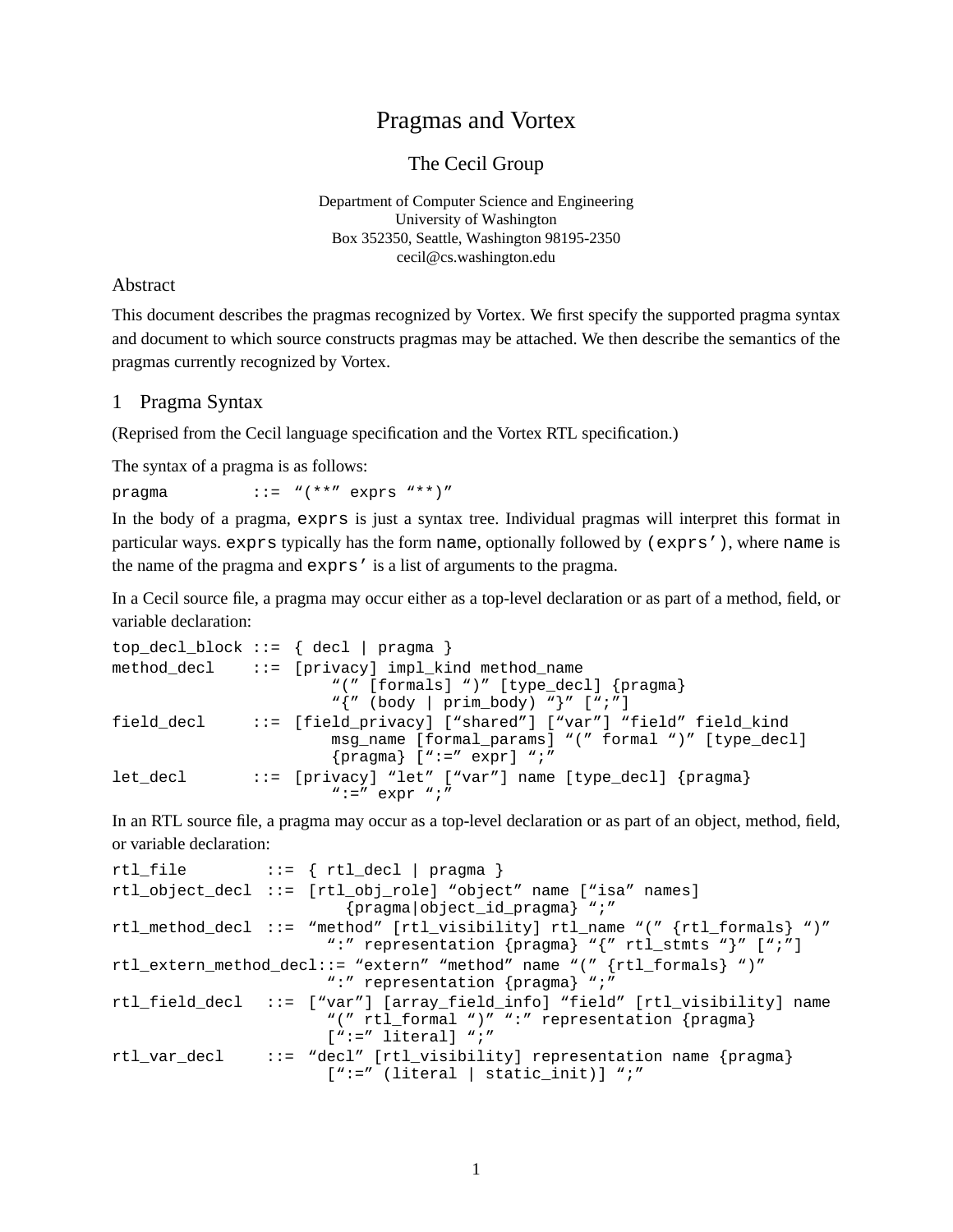# Pragmas and Vortex

The Cecil Group

Department of Computer Science and Engineering
University of Washington
Box 352350, Seattle, Washington 98195-2350
cecil@cs.washington.edu

## Abstract

This document describes the pragmas recognized by Vortex. We first specify the supported pragma syntax and document to which source constructs pragmas may be attached. We then describe the semantics of the pragmas currently recognized by Vortex.

## 1 Pragma Syntax

(Reprised from the Cecil language specification and the Vortex RTL specification.)

The syntax of a pragma is as follows:

```
pragma         ::=  "(**" exprs "**)"
```

In the body of a pragma, `exprs` is just a syntax tree. Individual pragmas will interpret this format in particular ways. `exprs` typically has the form `name`, optionally followed by `(exprs')`, where `name` is the name of the pragma and `exprs'` is a list of arguments to the pragma.

In a Cecil source file, a pragma may occur either as a top-level declaration or as part of a method, field, or variable declaration:

```
top_decl_block ::=  { decl | pragma }
method_decl    ::=  [privacy] impl_kind method_name
                        "(" [formals] ")" [type_decl] {pragma}
                        "{" (body | prim_body) "}" [";"]
field_decl     ::=  [field_privacy] ["shared"] ["var"] "field" field_kind
                        msg_name [formal_params] "(" formal ")" [type_decl]
                        {pragma} [":=" expr] ";"
let_decl       ::=  [privacy] "let" ["var"] name [type_decl] {pragma}
                        ":=" expr ";"
```

In an RTL source file, a pragma may occur as a top-level declaration or as part of an object, method, field, or variable declaration:

```
rtl_file         ::=  { rtl_decl | pragma }
rtl_object_decl  ::=  [rtl_obj_role] "object" name ["isa" names]
                          {pragma|object_id_pragma} ";"
rtl_method_decl  ::=  "method" [rtl_visibility] rtl_name "(" {rtl_formals} ")"
                        ":" representation {pragma} "{" rtl_stmts "}" [";"]
rtl_extern_method_decl::= "extern" "method" name "(" {rtl_formals} ")"
                        ":" representation {pragma} ";"
rtl_field_decl   ::=  ["var"] [array_field_info] "field" [rtl_visibility] name
                        "(" rtl_formal ")" ":" representation {pragma}
                        [":=" literal] ";"
rtl_var_decl     ::=  "decl" [rtl_visibility] representation name {pragma}
                        [":=" (literal | static_init)] ";"
```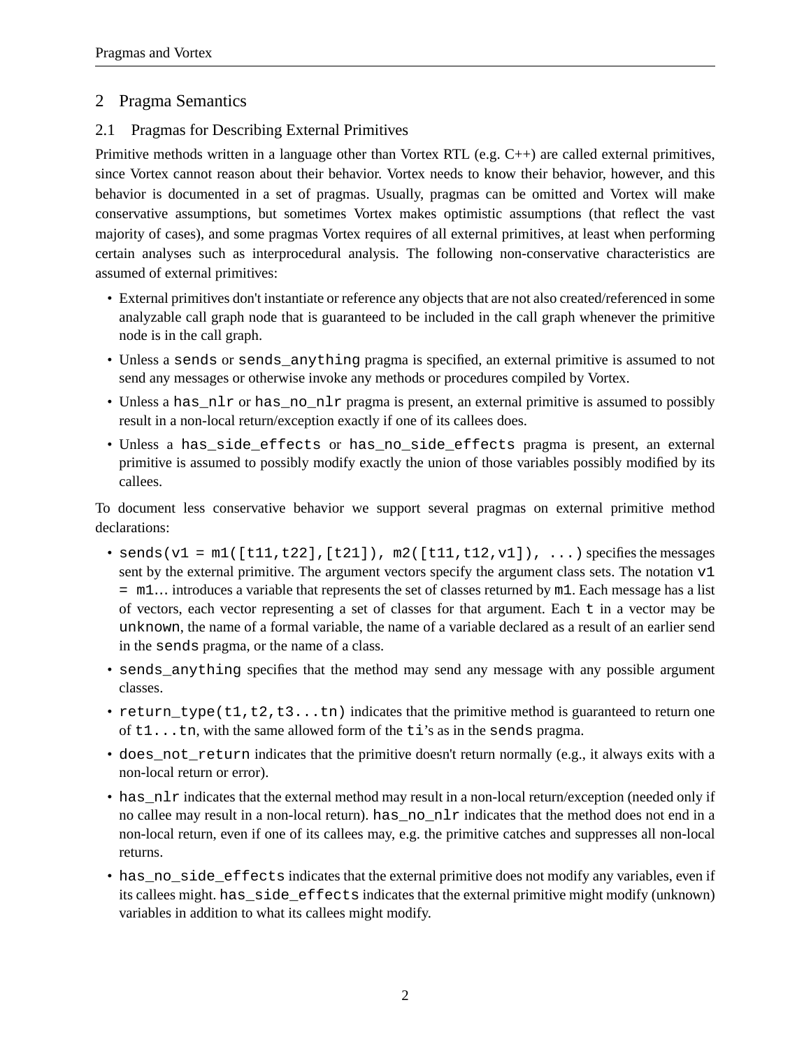## 2 Pragma Semantics

### 2.1 Pragmas for Describing External Primitives

Primitive methods written in a language other than Vortex RTL (e.g. C++) are called external primitives, since Vortex cannot reason about their behavior. Vortex needs to know their behavior, however, and this behavior is documented in a set of pragmas. Usually, pragmas can be omitted and Vortex will make conservative assumptions, but sometimes Vortex makes optimistic assumptions (that reflect the vast majority of cases), and some pragmas Vortex requires of all external primitives, at least when performing certain analyses such as interprocedural analysis. The following non-conservative characteristics are assumed of external primitives:

- External primitives don't instantiate or reference any objects that are not also created/referenced in some analyzable call graph node that is guaranteed to be included in the call graph whenever the primitive node is in the call graph.
- Unless a `sends` or `sends_anything` pragma is specified, an external primitive is assumed to not send any messages or otherwise invoke any methods or procedures compiled by Vortex.
- Unless a `has_nlr` or `has_no_nlr` pragma is present, an external primitive is assumed to possibly result in a non-local return/exception exactly if one of its callees does.
- Unless a `has_side_effects` or `has_no_side_effects` pragma is present, an external primitive is assumed to possibly modify exactly the union of those variables possibly modified by its callees.

To document less conservative behavior we support several pragmas on external primitive method declarations:

- `sends(v1 = m1([t11,t22],[t21]), m2([t11,t12,v1]), ...)` specifies the messages sent by the external primitive. The argument vectors specify the argument class sets. The notation `v1 = m1`... introduces a variable that represents the set of classes returned by `m1`. Each message has a list of vectors, each vector representing a set of classes for that argument. Each `t` in a vector may be `unknown`, the name of a formal variable, the name of a variable declared as a result of an earlier send in the `sends` pragma, or the name of a class.
- `sends_anything` specifies that the method may send any message with any possible argument classes.
- `return_type(t1,t2,t3...tn)` indicates that the primitive method is guaranteed to return one of `t1...tn`, with the same allowed form of the `ti`'s as in the `sends` pragma.
- `does_not_return` indicates that the primitive doesn't return normally (e.g., it always exits with a non-local return or error).
- `has_nlr` indicates that the external method may result in a non-local return/exception (needed only if no callee may result in a non-local return). `has_no_nlr` indicates that the method does not end in a non-local return, even if one of its callees may, e.g. the primitive catches and suppresses all non-local returns.
- `has_no_side_effects` indicates that the external primitive does not modify any variables, even if its callees might. `has_side_effects` indicates that the external primitive might modify (unknown) variables in addition to what its callees might modify.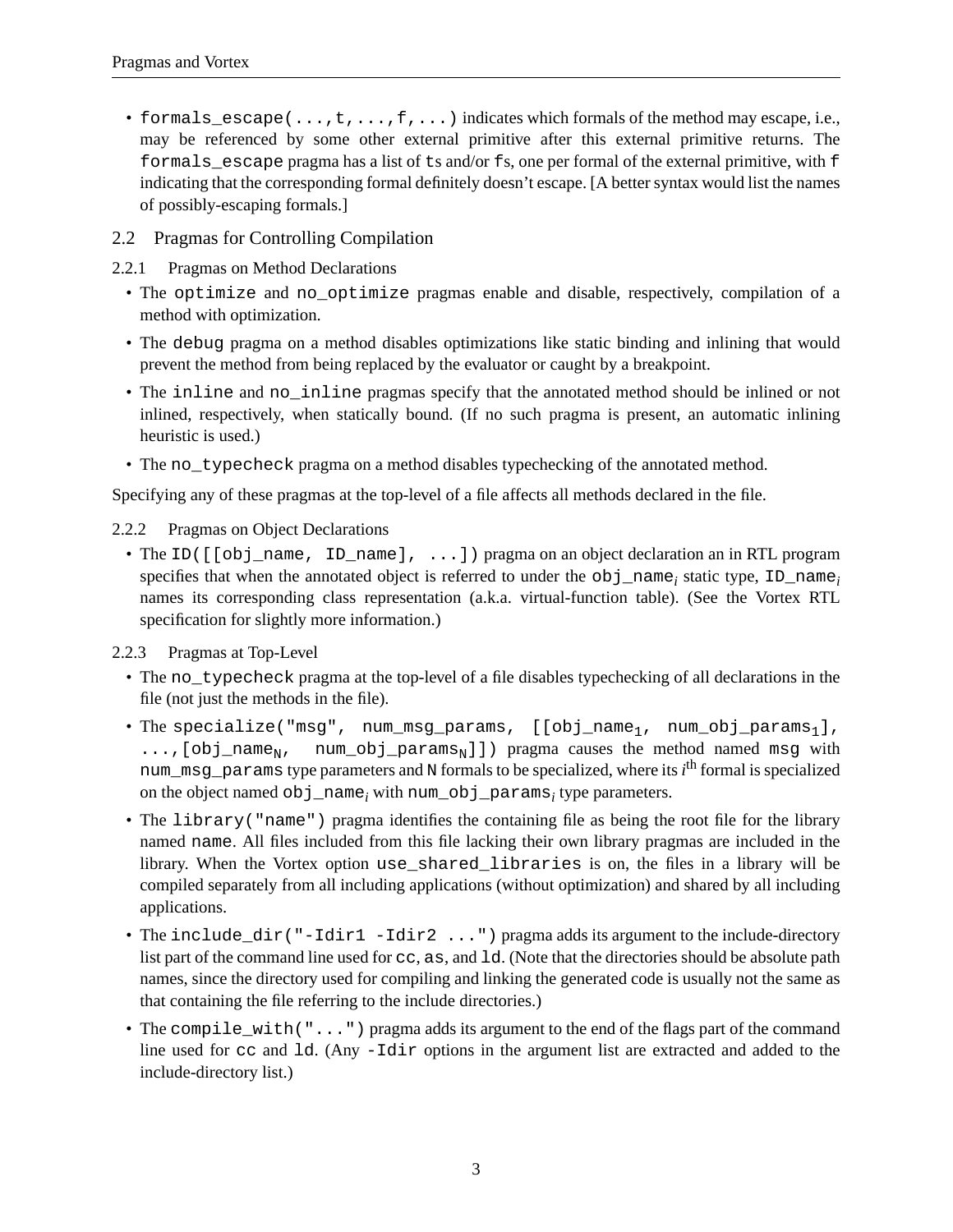- `formals_escape(...,t,...,f,...)` indicates which formals of the method may escape, i.e., may be referenced by some other external primitive after this external primitive returns. The `formals_escape` pragma has a list of `t`s and/or `f`s, one per formal of the external primitive, with `f` indicating that the corresponding formal definitely doesn't escape. [A better syntax would list the names of possibly-escaping formals.]

## 2.2 Pragmas for Controlling Compilation

### 2.2.1 Pragmas on Method Declarations

- The `optimize` and `no_optimize` pragmas enable and disable, respectively, compilation of a method with optimization.
- The `debug` pragma on a method disables optimizations like static binding and inlining that would prevent the method from being replaced by the evaluator or caught by a breakpoint.
- The `inline` and `no_inline` pragmas specify that the annotated method should be inlined or not inlined, respectively, when statically bound. (If no such pragma is present, an automatic inlining heuristic is used.)
- The `no_typecheck` pragma on a method disables typechecking of the annotated method.

Specifying any of these pragmas at the top-level of a file affects all methods declared in the file.

### 2.2.2 Pragmas on Object Declarations

- The `ID([[obj_name, ID_name], ...])` pragma on an object declaration an in RTL program specifies that when the annotated object is referred to under the $\texttt{obj\_name}_i$ static type, $\texttt{ID\_name}_i$ names its corresponding class representation (a.k.a. virtual-function table). (See the Vortex RTL specification for slightly more information.)

### 2.2.3 Pragmas at Top-Level

- The `no_typecheck` pragma at the top-level of a file disables typechecking of all declarations in the file (not just the methods in the file).
- The $\texttt{specialize("msg", num\_msg\_params, [[obj\_name}_1\texttt{, num\_obj\_params}_1\texttt{], ...,[obj\_name}_N\texttt{, num\_obj\_params}_N\texttt{]])}$ pragma causes the method named `msg` with `num_msg_params` type parameters and `N` formals to be specialized, where its $i^{\text{th}}$ formal is specialized on the object named $\texttt{obj\_name}_i$ with $\texttt{num\_obj\_params}_i$ type parameters.
- The `library("name")` pragma identifies the containing file as being the root file for the library named `name`. All files included from this file lacking their own library pragmas are included in the library. When the Vortex option `use_shared_libraries` is on, the files in a library will be compiled separately from all including applications (without optimization) and shared by all including applications.
- The `include_dir("-Idir1 -Idir2 ...")` pragma adds its argument to the include-directory list part of the command line used for `cc`, `as`, and `ld`. (Note that the directories should be absolute path names, since the directory used for compiling and linking the generated code is usually not the same as that containing the file referring to the include directories.)
- The `compile_with("...")` pragma adds its argument to the end of the flags part of the command line used for `cc` and `ld`. (Any `-Idir` options in the argument list are extracted and added to the include-directory list.)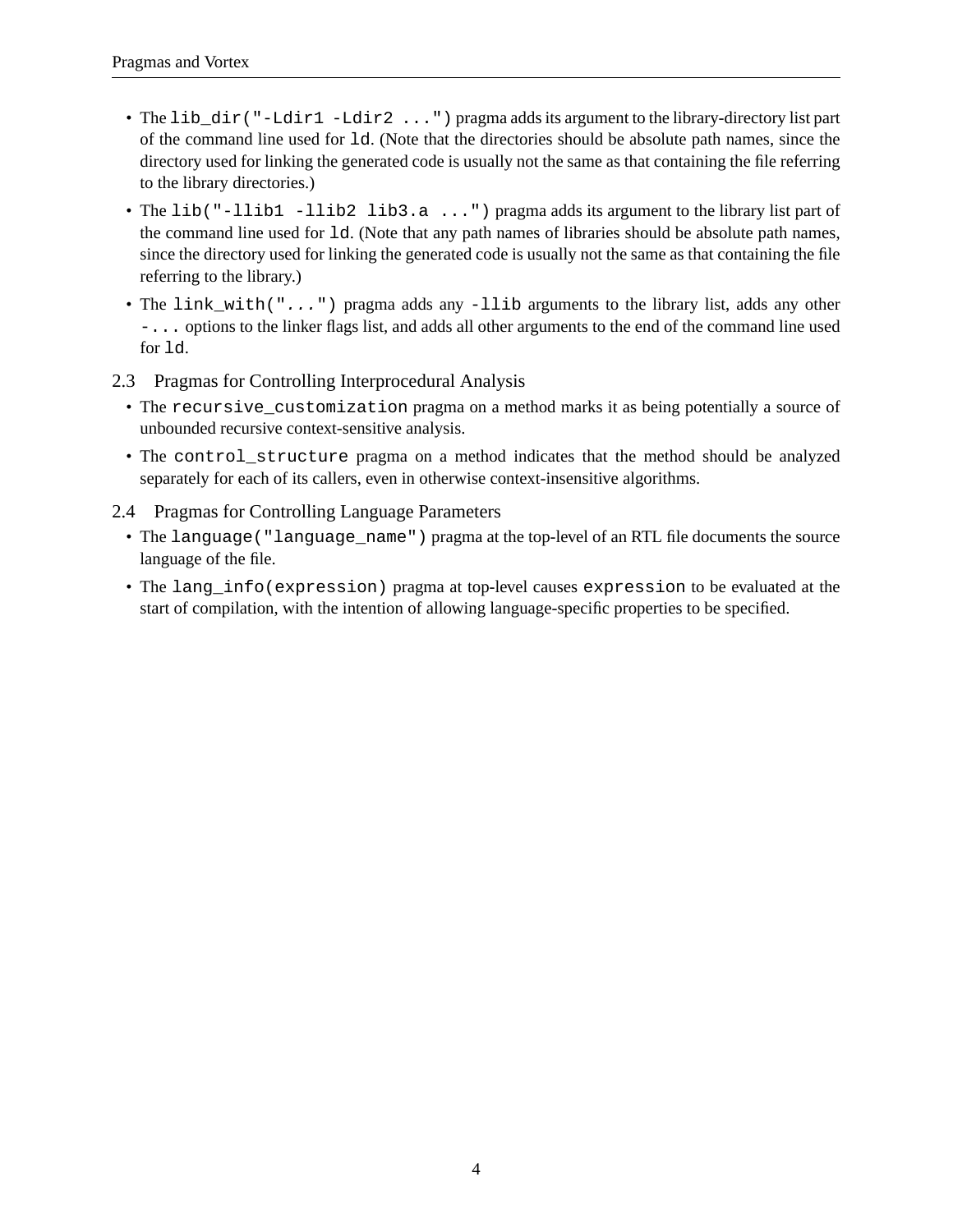- The `lib_dir("-Ldir1 -Ldir2 ...")` pragma adds its argument to the library-directory list part of the command line used for `ld`. (Note that the directories should be absolute path names, since the directory used for linking the generated code is usually not the same as that containing the file referring to the library directories.)
- The `lib("-llib1 -llib2 lib3.a ...")` pragma adds its argument to the library list part of the command line used for `ld`. (Note that any path names of libraries should be absolute path names, since the directory used for linking the generated code is usually not the same as that containing the file referring to the library.)
- The `link_with("...")` pragma adds any `-llib` arguments to the library list, adds any other `-...` options to the linker flags list, and adds all other arguments to the end of the command line used for `ld`.

## 2.3 Pragmas for Controlling Interprocedural Analysis

- The `recursive_customization` pragma on a method marks it as being potentially a source of unbounded recursive context-sensitive analysis.
- The `control_structure` pragma on a method indicates that the method should be analyzed separately for each of its callers, even in otherwise context-insensitive algorithms.

## 2.4 Pragmas for Controlling Language Parameters

- The `language("language_name")` pragma at the top-level of an RTL file documents the source language of the file.
- The `lang_info(expression)` pragma at top-level causes `expression` to be evaluated at the start of compilation, with the intention of allowing language-specific properties to be specified.